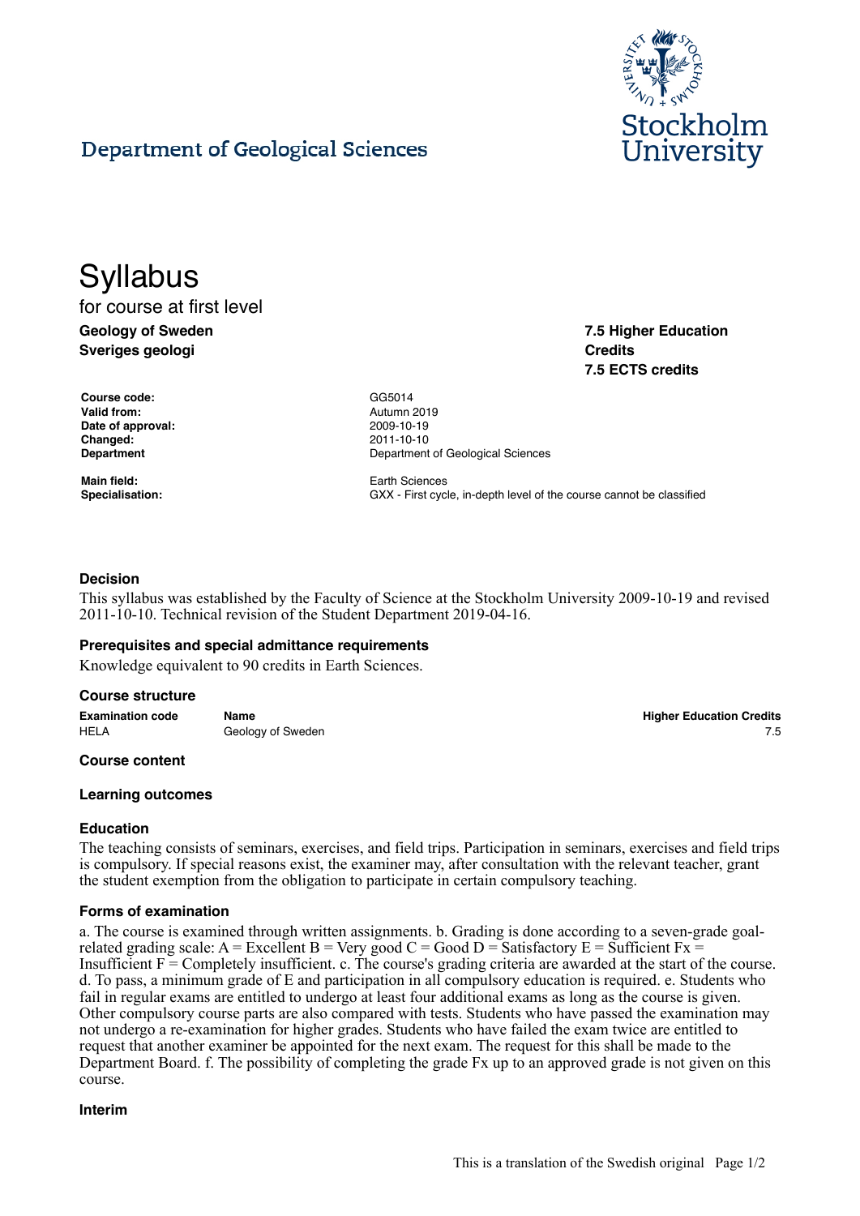## Department of Geological Sciences

# Syllabus

for course at first level

**Geology of Sweden**
**Sveriges geologi**

**7.5 Higher Education Credits**
**7.5 ECTS credits**

| | |
|---|---|
| **Course code:** | GG5014 |
| **Valid from:** | Autumn 2019 |
| **Date of approval:** | 2009-10-19 |
| **Changed:** | 2011-10-10 |
| **Department** | Department of Geological Sciences |
| **Main field:** | Earth Sciences |
| **Specialisation:** | GXX - First cycle, in-depth level of the course cannot be classified |

### Decision

This syllabus was established by the Faculty of Science at the Stockholm University 2009-10-19 and revised 2011-10-10. Technical revision of the Student Department 2019-04-16.

### Prerequisites and special admittance requirements

Knowledge equivalent to 90 credits in Earth Sciences.

### Course structure

| Examination code | Name | Higher Education Credits |
|---|---|---|
| HELA | Geology of Sweden | 7.5 |

### Course content

### Learning outcomes

### Education

The teaching consists of seminars, exercises, and field trips. Participation in seminars, exercises and field trips is compulsory. If special reasons exist, the examiner may, after consultation with the relevant teacher, grant the student exemption from the obligation to participate in certain compulsory teaching.

### Forms of examination

a. The course is examined through written assignments. b. Grading is done according to a seven-grade goal-related grading scale: A = Excellent B = Very good C = Good D = Satisfactory E = Sufficient Fx = Insufficient F = Completely insufficient. c. The course's grading criteria are awarded at the start of the course. d. To pass, a minimum grade of E and participation in all compulsory education is required. e. Students who fail in regular exams are entitled to undergo at least four additional exams as long as the course is given. Other compulsory course parts are also compared with tests. Students who have passed the examination may not undergo a re-examination for higher grades. Students who have failed the exam twice are entitled to request that another examiner be appointed for the next exam. The request for this shall be made to the Department Board. f. The possibility of completing the grade Fx up to an approved grade is not given on this course.

### Interim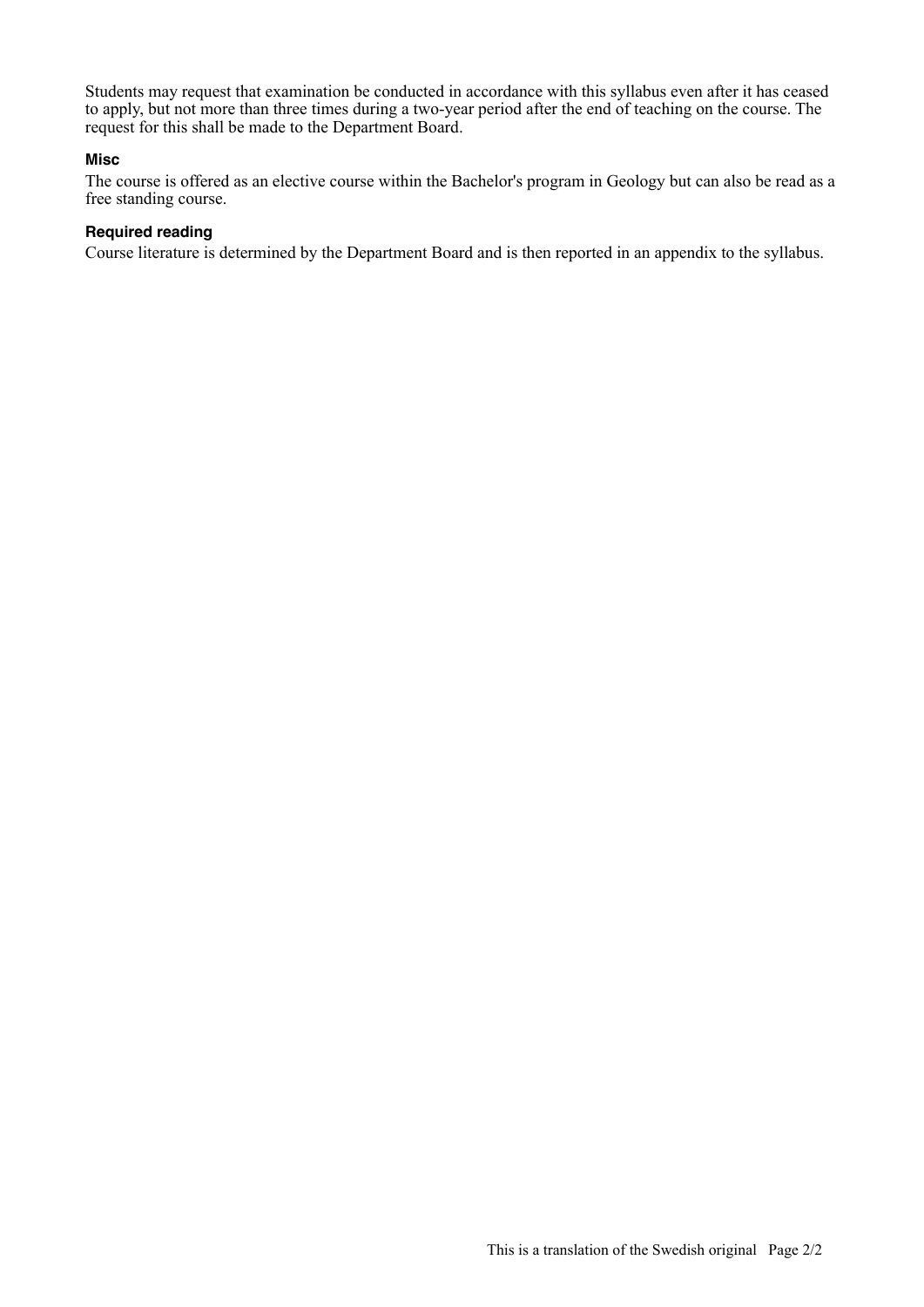Students may request that examination be conducted in accordance with this syllabus even after it has ceased to apply, but not more than three times during a two-year period after the end of teaching on the course. The request for this shall be made to the Department Board.

### Misc

The course is offered as an elective course within the Bachelor's program in Geology but can also be read as a free standing course.

### Required reading

Course literature is determined by the Department Board and is then reported in an appendix to the syllabus.